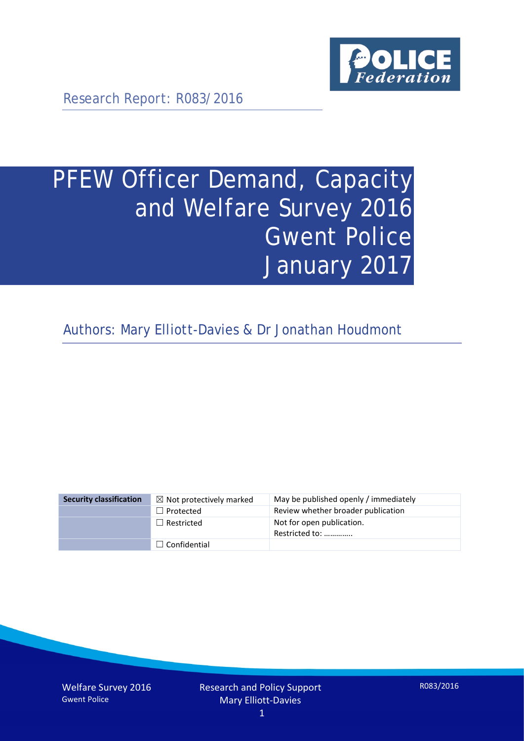Research Report: R083/2016

# PFEW Officer Demand, Capacity and Welfare Survey 2016 Gwent Police January 2017

Authors: Mary Elliott-Davies & Dr Jonathan Houdmont

| Security classification | ☒ Not protectively marked | May be published openly / immediately |
|---|---|---|
| | ☐ Protected | Review whether broader publication |
| | ☐ Restricted | Not for open publication. Restricted to: ………….. |
| | ☐ Confidential | |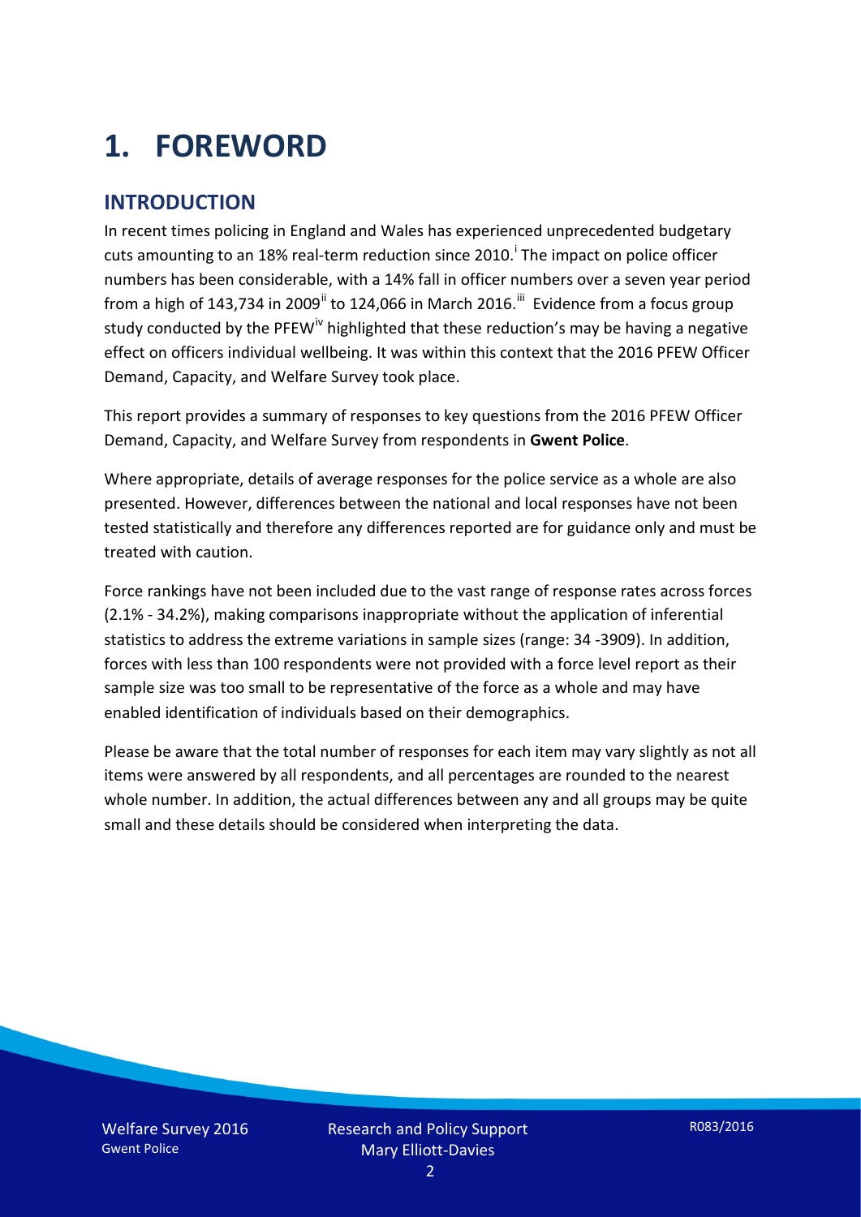# 1. FOREWORD

## INTRODUCTION

In recent times policing in England and Wales has experienced unprecedented budgetary cuts amounting to an 18% real-term reduction since 2010.[i] The impact on police officer numbers has been considerable, with a 14% fall in officer numbers over a seven year period from a high of 143,734 in 2009[ii] to 124,066 in March 2016.[iii] Evidence from a focus group study conducted by the PFEW[iv] highlighted that these reduction's may be having a negative effect on officers individual wellbeing. It was within this context that the 2016 PFEW Officer Demand, Capacity, and Welfare Survey took place.

This report provides a summary of responses to key questions from the 2016 PFEW Officer Demand, Capacity, and Welfare Survey from respondents in **Gwent Police**.

Where appropriate, details of average responses for the police service as a whole are also presented. However, differences between the national and local responses have not been tested statistically and therefore any differences reported are for guidance only and must be treated with caution.

Force rankings have not been included due to the vast range of response rates across forces (2.1% - 34.2%), making comparisons inappropriate without the application of inferential statistics to address the extreme variations in sample sizes (range: 34 -3909). In addition, forces with less than 100 respondents were not provided with a force level report as their sample size was too small to be representative of the force as a whole and may have enabled identification of individuals based on their demographics.

Please be aware that the total number of responses for each item may vary slightly as not all items were answered by all respondents, and all percentages are rounded to the nearest whole number. In addition, the actual differences between any and all groups may be quite small and these details should be considered when interpreting the data.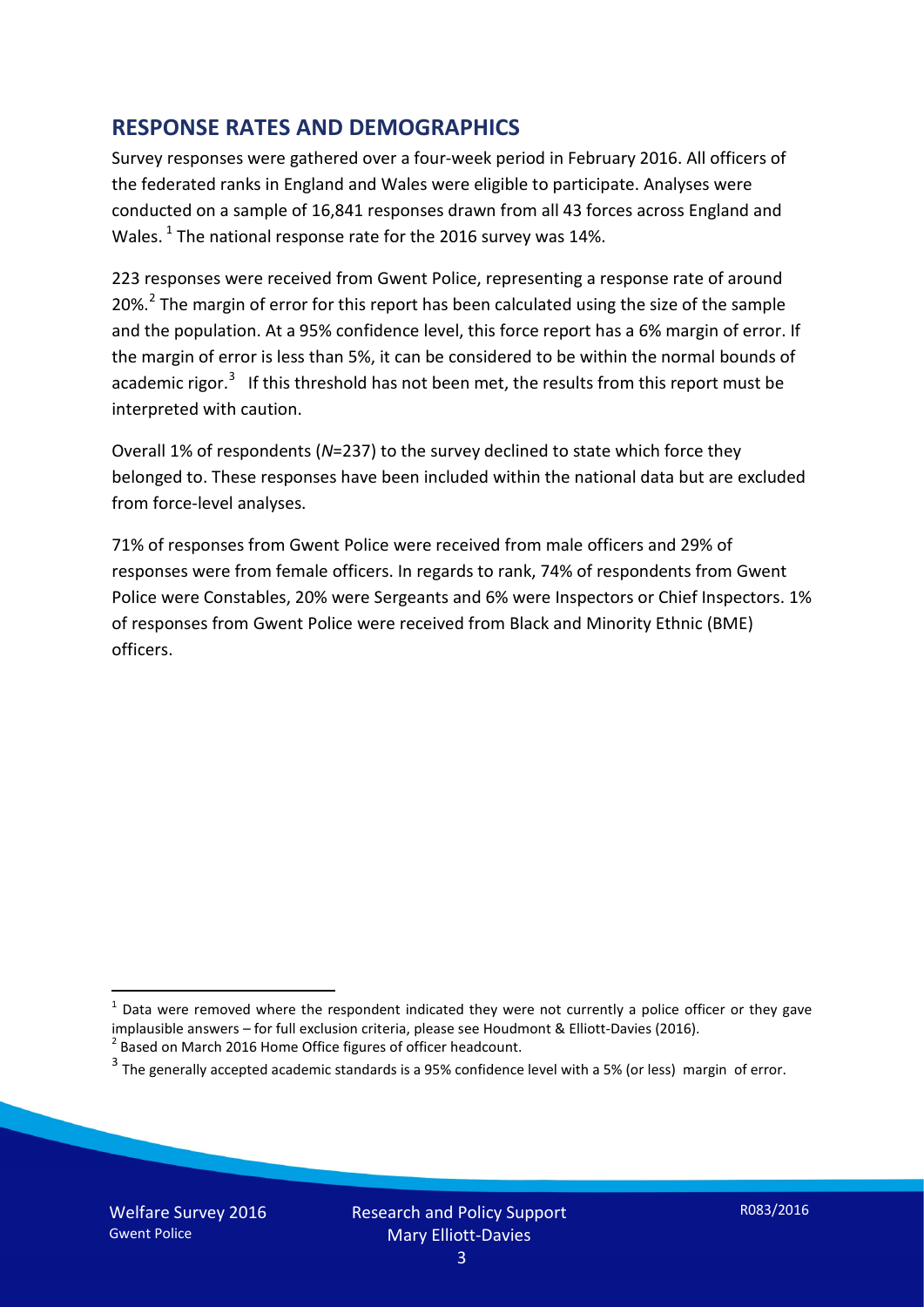## RESPONSE RATES AND DEMOGRAPHICS

Survey responses were gathered over a four-week period in February 2016. All officers of the federated ranks in England and Wales were eligible to participate. Analyses were conducted on a sample of 16,841 responses drawn from all 43 forces across England and Wales. [1] The national response rate for the 2016 survey was 14%.

223 responses were received from Gwent Police, representing a response rate of around 20%. [2] The margin of error for this report has been calculated using the size of the sample and the population. At a 95% confidence level, this force report has a 6% margin of error. If the margin of error is less than 5%, it can be considered to be within the normal bounds of academic rigor. [3] If this threshold has not been met, the results from this report must be interpreted with caution.

Overall 1% of respondents (*N*=237) to the survey declined to state which force they belonged to. These responses have been included within the national data but are excluded from force-level analyses.

71% of responses from Gwent Police were received from male officers and 29% of responses were from female officers. In regards to rank, 74% of respondents from Gwent Police were Constables, 20% were Sergeants and 6% were Inspectors or Chief Inspectors. 1% of responses from Gwent Police were received from Black and Minority Ethnic (BME) officers.

---

[1] Data were removed where the respondent indicated they were not currently a police officer or they gave implausible answers – for full exclusion criteria, please see Houdmont & Elliott-Davies (2016).

[2] Based on March 2016 Home Office figures of officer headcount.

[3] The generally accepted academic standards is a 95% confidence level with a 5% (or less) margin of error.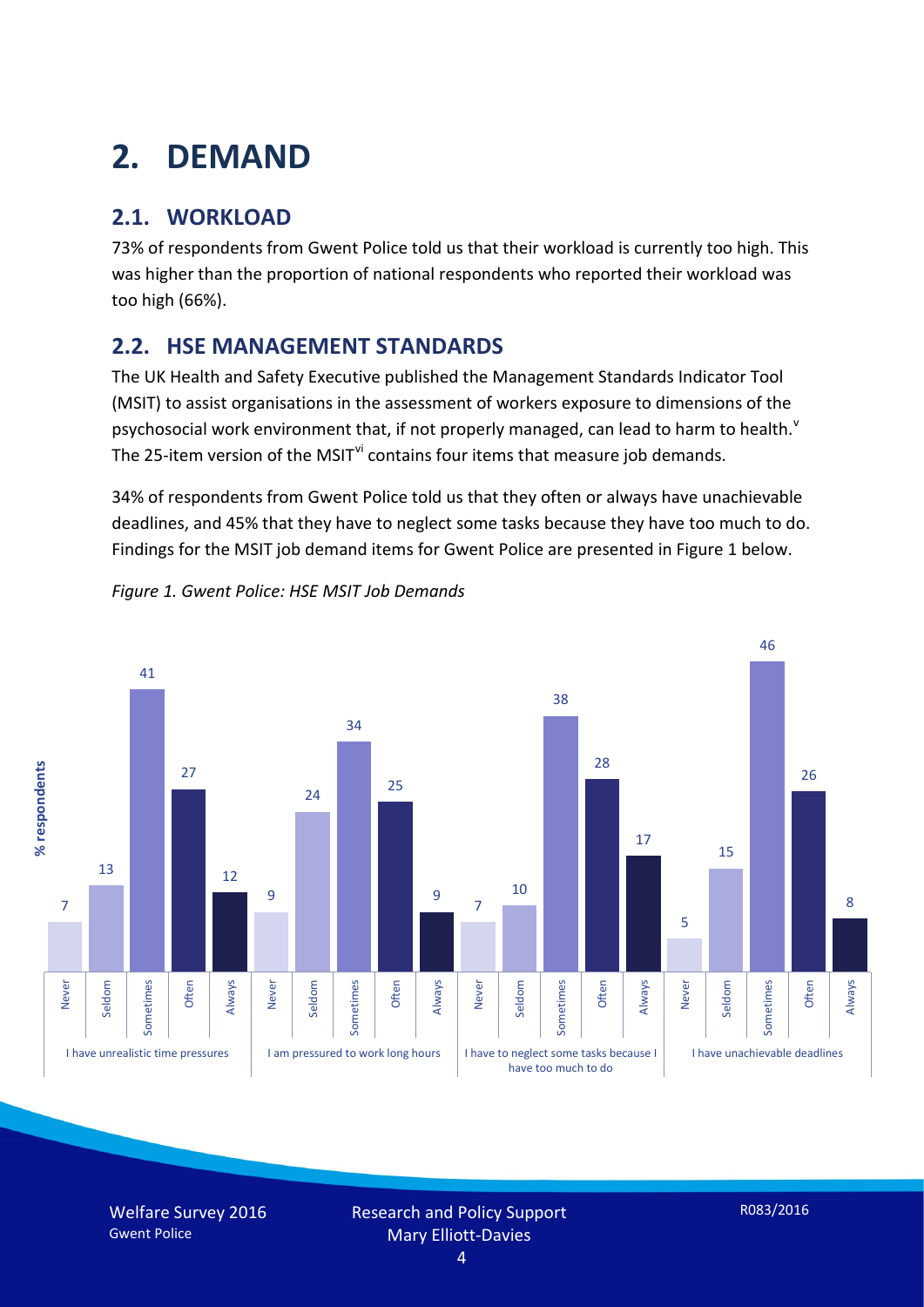# 2. DEMAND

## 2.1. WORKLOAD

73% of respondents from Gwent Police told us that their workload is currently too high. This was higher than the proportion of national respondents who reported their workload was too high (66%).

## 2.2. HSE MANAGEMENT STANDARDS

The UK Health and Safety Executive published the Management Standards Indicator Tool (MSIT) to assist organisations in the assessment of workers exposure to dimensions of the psychosocial work environment that, if not properly managed, can lead to harm to health.[v] The 25-item version of the MSIT[vi] contains four items that measure job demands.

34% of respondents from Gwent Police told us that they often or always have unachievable deadlines, and 45% that they have to neglect some tasks because they have too much to do. Findings for the MSIT job demand items for Gwent Police are presented in Figure 1 below.

*Figure 1. Gwent Police: HSE MSIT Job Demands*

| % respondents | Never | Seldom | Sometimes | Often | Always |
|---|---|---|---|---|---|
| I have unrealistic time pressures | 7 | 13 | 41 | 27 | 12 |
| I am pressured to work long hours | 9 | 24 | 34 | 25 | 9 |
| I have to neglect some tasks because I have too much to do | 7 | 10 | 38 | 28 | 17 |
| I have unachievable deadlines | 5 | 15 | 46 | 26 | 8 |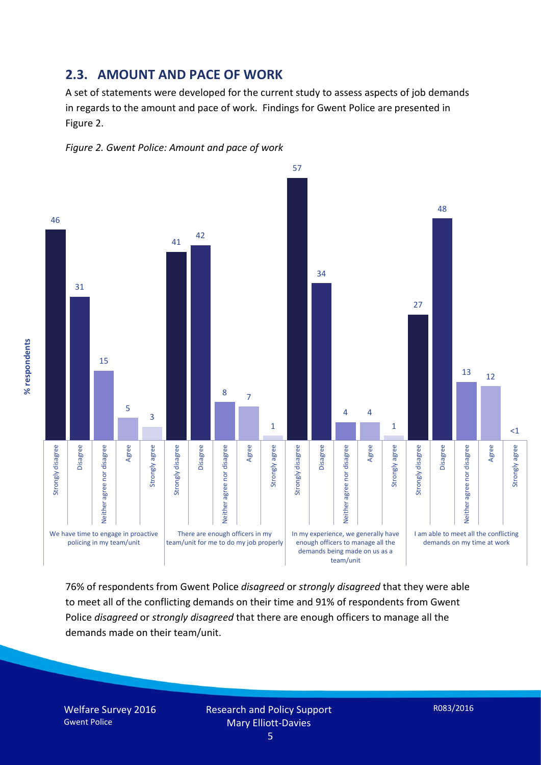## 2.3. AMOUNT AND PACE OF WORK

A set of statements were developed for the current study to assess aspects of job demands in regards to the amount and pace of work. Findings for Gwent Police are presented in Figure 2.

*Figure 2. Gwent Police: Amount and pace of work*

| % respondents | Strongly disagree | Disagree | Neither agree nor disagree | Agree | Strongly agree |
|---|---|---|---|---|---|
| We have time to engage in proactive policing in my team/unit | 46 | 31 | 15 | 5 | 3 |
| There are enough officers in my team/unit for me to do my job properly | 41 | 42 | 8 | 7 | 1 |
| In my experience, we generally have enough officers to manage all the demands being made on us as a team/unit | 57 | 34 | 4 | 4 | 1 |
| I am able to meet all the conflicting demands on my time at work | 27 | 48 | 13 | 12 | <1 |

76% of respondents from Gwent Police *disagreed* or *strongly disagreed* that they were able to meet all of the conflicting demands on their time and 91% of respondents from Gwent Police *disagreed* or *strongly disagreed* that there are enough officers to manage all the demands made on their team/unit.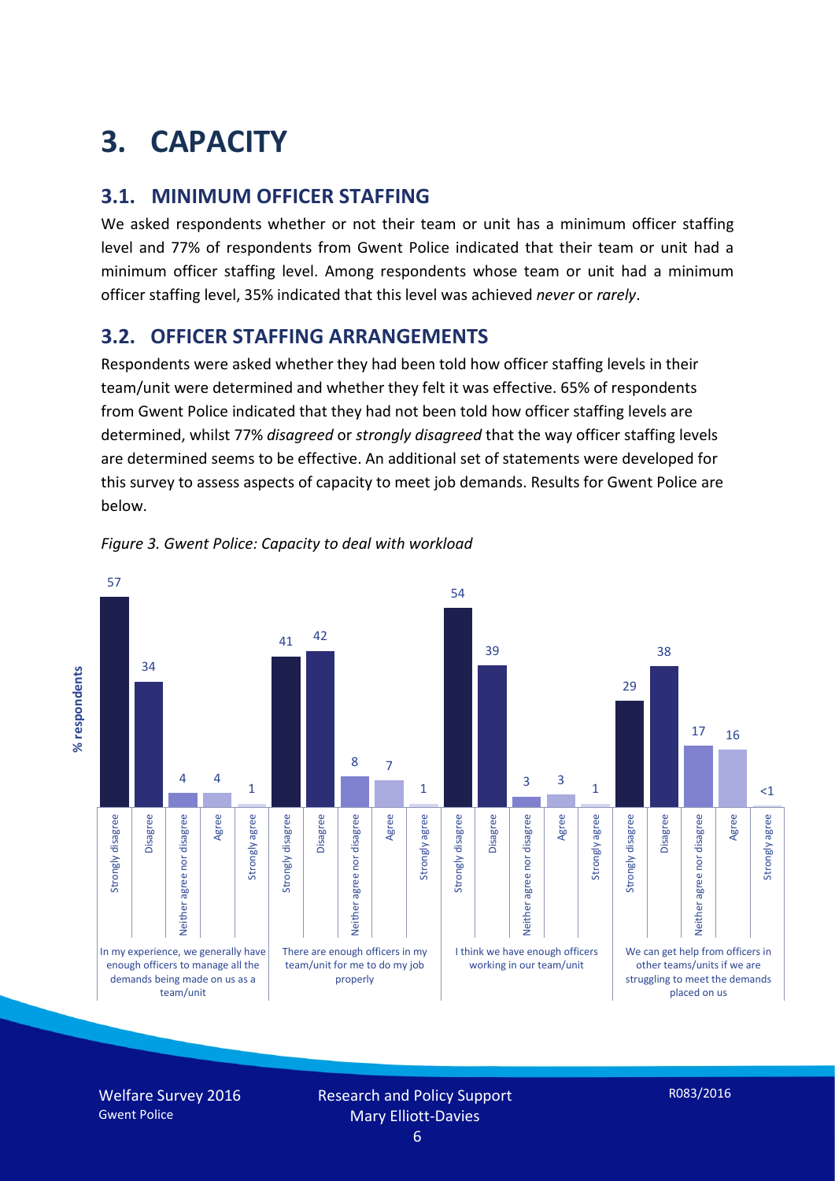# 3. CAPACITY

## 3.1. MINIMUM OFFICER STAFFING

We asked respondents whether or not their team or unit has a minimum officer staffing level and 77% of respondents from Gwent Police indicated that their team or unit had a minimum officer staffing level. Among respondents whose team or unit had a minimum officer staffing level, 35% indicated that this level was achieved *never* or *rarely*.

## 3.2. OFFICER STAFFING ARRANGEMENTS

Respondents were asked whether they had been told how officer staffing levels in their team/unit were determined and whether they felt it was effective. 65% of respondents from Gwent Police indicated that they had not been told how officer staffing levels are determined, whilst 77% *disagreed* or *strongly disagreed* that the way officer staffing levels are determined seems to be effective. An additional set of statements were developed for this survey to assess aspects of capacity to meet job demands. Results for Gwent Police are below.

*Figure 3. Gwent Police: Capacity to deal with workload*

| % respondents | Strongly disagree | Disagree | Neither agree nor disagree | Agree | Strongly agree |
|---|---|---|---|---|---|
| In my experience, we generally have enough officers to manage all the demands being made on us as a team/unit | 57 | 34 | 4 | 4 | 1 |
| There are enough officers in my team/unit for me to do my job properly | 41 | 42 | 8 | 7 | 1 |
| I think we have enough officers working in our team/unit | 54 | 39 | 3 | 3 | 1 |
| We can get help from officers in other teams/units if we are struggling to meet the demands placed on us | 29 | 38 | 17 | 16 | <1 |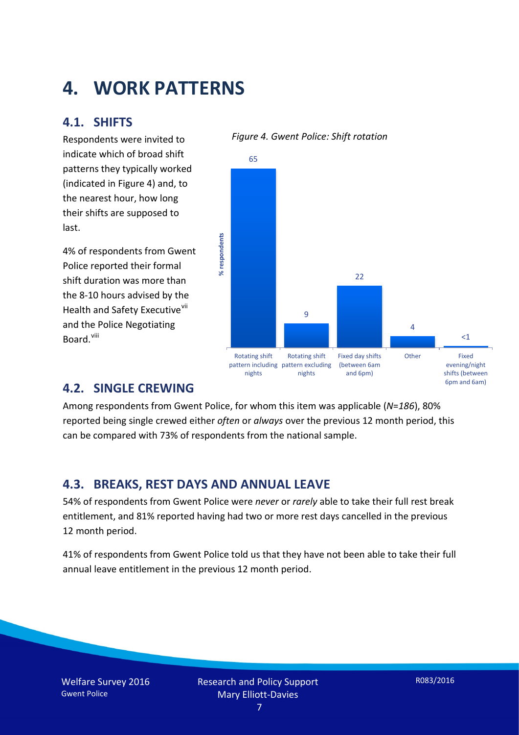# 4. WORK PATTERNS

## 4.1. SHIFTS

Respondents were invited to indicate which of broad shift patterns they typically worked (indicated in Figure 4) and, to the nearest hour, how long their shifts are supposed to last.

4% of respondents from Gwent Police reported their formal shift duration was more than the 8-10 hours advised by the Health and Safety Executive[vii] and the Police Negotiating Board.[viii]

*Figure 4. Gwent Police: Shift rotation*

| Shift pattern | % respondents |
|---|---|
| Rotating shift pattern including nights | 65 |
| Rotating shift pattern excluding nights | 9 |
| Fixed day shifts (between 6am and 6pm) | 22 |
| Other | 4 |
| Fixed evening/night shifts (between 6pm and 6am) | <1 |

## 4.2. SINGLE CREWING

Among respondents from Gwent Police, for whom this item was applicable (*N=186*), 80% reported being single crewed either *often* or *always* over the previous 12 month period, this can be compared with 73% of respondents from the national sample.

## 4.3. BREAKS, REST DAYS AND ANNUAL LEAVE

54% of respondents from Gwent Police were *never* or *rarely* able to take their full rest break entitlement, and 81% reported having had two or more rest days cancelled in the previous 12 month period.

41% of respondents from Gwent Police told us that they have not been able to take their full annual leave entitlement in the previous 12 month period.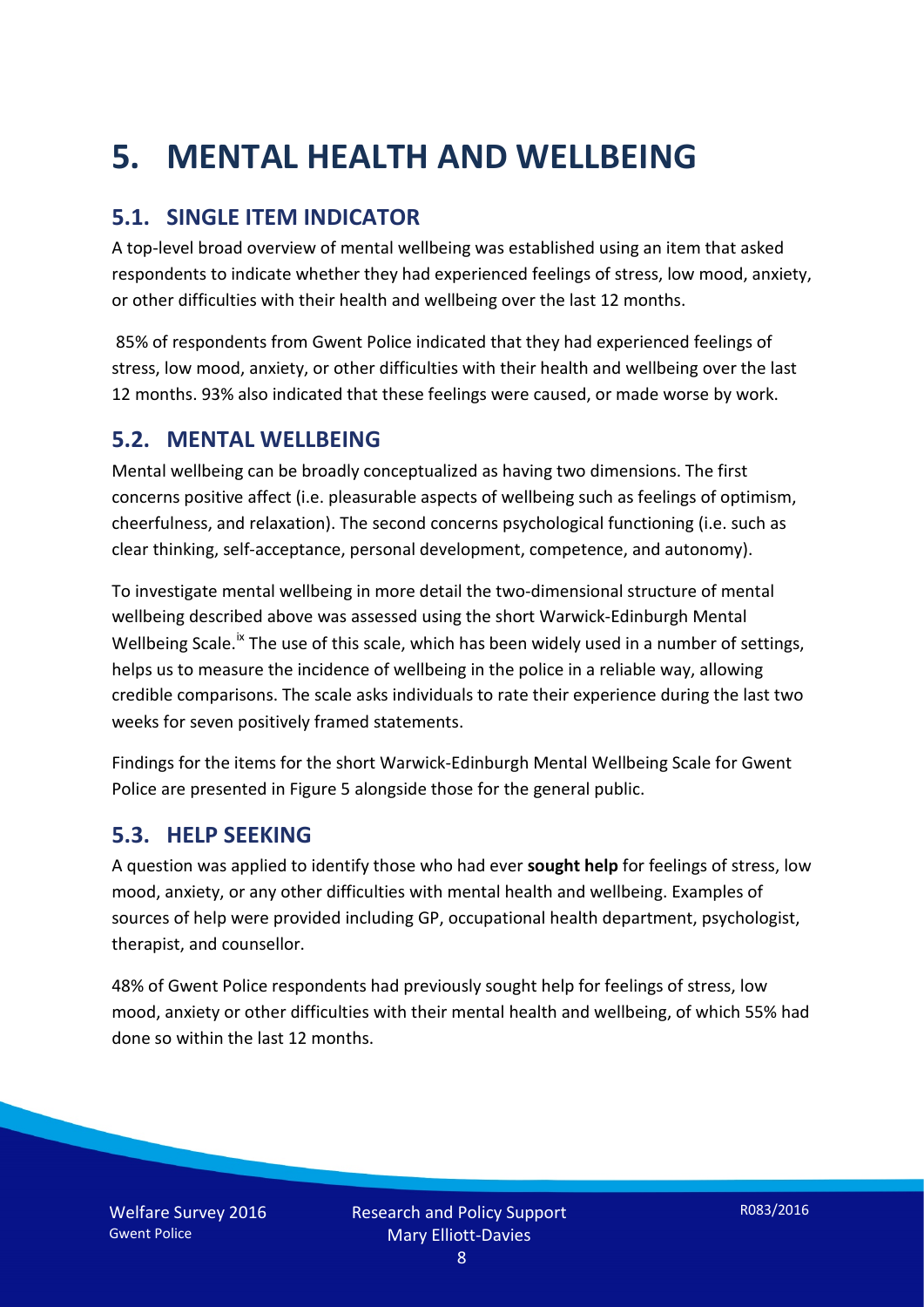# 5. MENTAL HEALTH AND WELLBEING

## 5.1. SINGLE ITEM INDICATOR

A top-level broad overview of mental wellbeing was established using an item that asked respondents to indicate whether they had experienced feelings of stress, low mood, anxiety, or other difficulties with their health and wellbeing over the last 12 months.

85% of respondents from Gwent Police indicated that they had experienced feelings of stress, low mood, anxiety, or other difficulties with their health and wellbeing over the last 12 months. 93% also indicated that these feelings were caused, or made worse by work.

## 5.2. MENTAL WELLBEING

Mental wellbeing can be broadly conceptualized as having two dimensions. The first concerns positive affect (i.e. pleasurable aspects of wellbeing such as feelings of optimism, cheerfulness, and relaxation). The second concerns psychological functioning (i.e. such as clear thinking, self-acceptance, personal development, competence, and autonomy).

To investigate mental wellbeing in more detail the two-dimensional structure of mental wellbeing described above was assessed using the short Warwick-Edinburgh Mental Wellbeing Scale.[ix] The use of this scale, which has been widely used in a number of settings, helps us to measure the incidence of wellbeing in the police in a reliable way, allowing credible comparisons. The scale asks individuals to rate their experience during the last two weeks for seven positively framed statements.

Findings for the items for the short Warwick-Edinburgh Mental Wellbeing Scale for Gwent Police are presented in Figure 5 alongside those for the general public.

## 5.3. HELP SEEKING

A question was applied to identify those who had ever **sought help** for feelings of stress, low mood, anxiety, or any other difficulties with mental health and wellbeing. Examples of sources of help were provided including GP, occupational health department, psychologist, therapist, and counsellor.

48% of Gwent Police respondents had previously sought help for feelings of stress, low mood, anxiety or other difficulties with their mental health and wellbeing, of which 55% had done so within the last 12 months.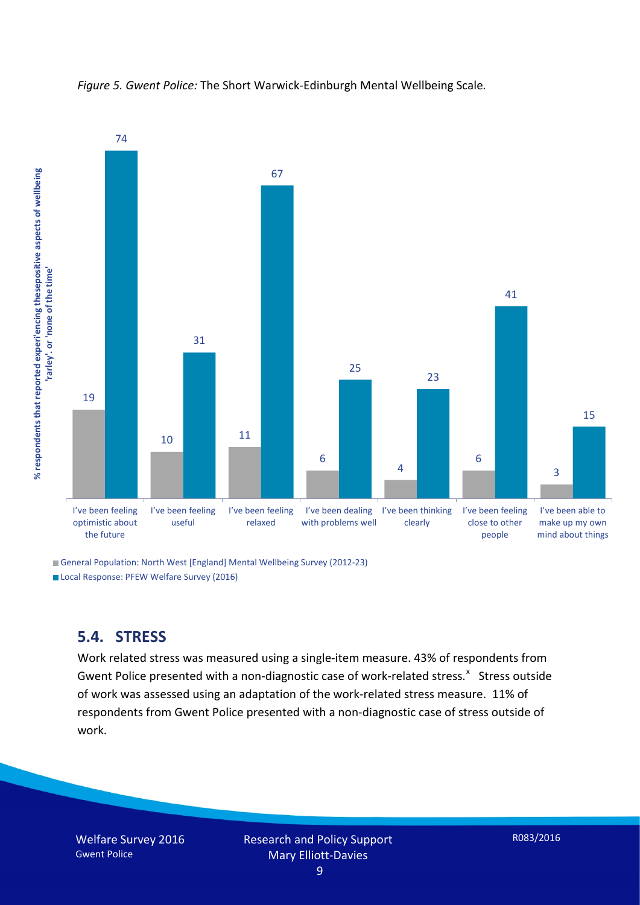*Figure 5. Gwent Police:* The Short Warwick-Edinburgh Mental Wellbeing Scale.

| | General Population: North West [England] Mental Wellbeing Survey (2012-23) | Local Response: PFEW Welfare Survey (2016) |
|---|---|---|
| I've been feeling optimistic about the future | 19 | 74 |
| I've been feeling useful | 10 | 31 |
| I've been feeling relaxed | 11 | 67 |
| I've been dealing with problems well | 6 | 25 |
| I've been thinking clearly | 4 | 23 |
| I've been feeling close to other people | 6 | 41 |
| I've been able to make up my own mind about things | 3 | 15 |

Y-axis: % respondents that reported experiencing thesepositive aspects of wellbeing 'rarley'. or 'none of the time'

## 5.4. STRESS

Work related stress was measured using a single-item measure. 43% of respondents from Gwent Police presented with a non-diagnostic case of work-related stress.[x] Stress outside of work was assessed using an adaptation of the work-related stress measure. 11% of respondents from Gwent Police presented with a non-diagnostic case of stress outside of work.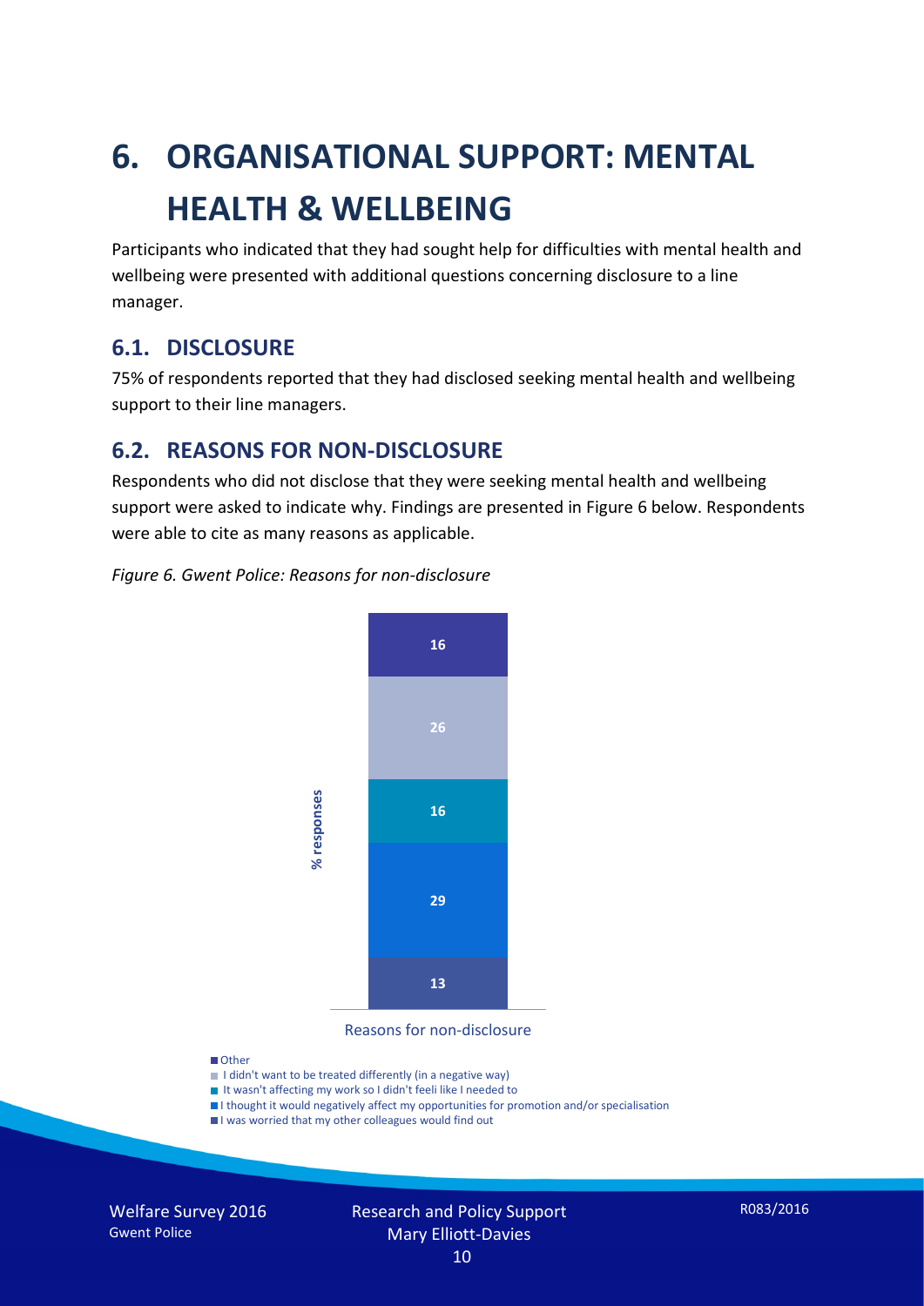# 6. ORGANISATIONAL SUPPORT: MENTAL HEALTH & WELLBEING

Participants who indicated that they had sought help for difficulties with mental health and wellbeing were presented with additional questions concerning disclosure to a line manager.

## 6.1. DISCLOSURE

75% of respondents reported that they had disclosed seeking mental health and wellbeing support to their line managers.

## 6.2. REASONS FOR NON-DISCLOSURE

Respondents who did not disclose that they were seeking mental health and wellbeing support were asked to indicate why. Findings are presented in Figure 6 below. Respondents were able to cite as many reasons as applicable.

*Figure 6. Gwent Police: Reasons for non-disclosure*

| Reasons for non-disclosure | % responses |
|---|---|
| Other | 16 |
| I didn't want to be treated differently (in a negative way) | 26 |
| It wasn't affecting my work so I didn't feeli like I needed to | 16 |
| I thought it would negatively affect my opportunities for promotion and/or specialisation | 29 |
| I was worried that my other colleagues would find out | 13 |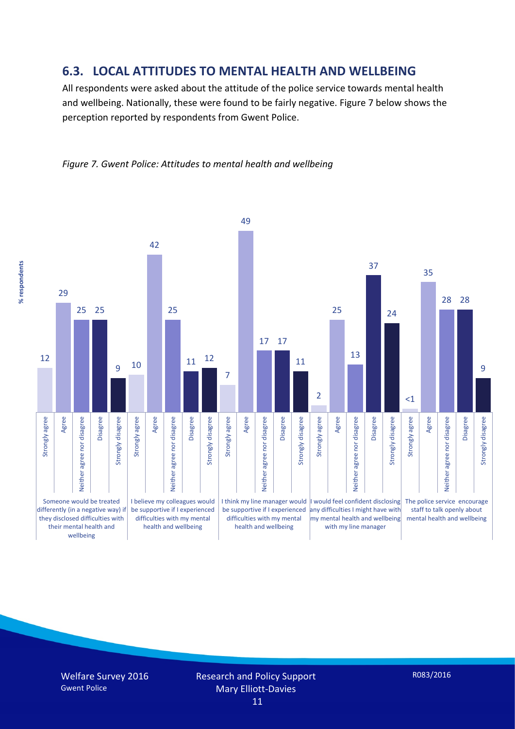## 6.3. LOCAL ATTITUDES TO MENTAL HEALTH AND WELLBEING

All respondents were asked about the attitude of the police service towards mental health and wellbeing. Nationally, these were found to be fairly negative. Figure 7 below shows the perception reported by respondents from Gwent Police.

*Figure 7. Gwent Police: Attitudes to mental health and wellbeing*

| % respondents | Strongly agree | Agree | Neither agree nor disagree | Disagree | Strongly disagree |
|---|---|---|---|---|---|
| Someone would be treated differently (in a negative way) if they disclosed difficulties with their mental health and wellbeing | 12 | 29 | 25 | 25 | 9 |
| I believe my colleagues would be supportive if I experienced difficulties with my mental health and wellbeing | 10 | 42 | 25 | 11 | 12 |
| I think my line manager would be supportive if I experienced difficulties with my mental health and wellbeing | 7 | 49 | 17 | 17 | 11 |
| I would feel confident disclosing any difficulties I might have with my mental health and wellbeing with my line manager | 2 | 25 | 13 | 37 | 24 |
| The police service encourage staff to talk openly about mental health and wellbeing | <1 | 35 | 28 | 28 | 9 |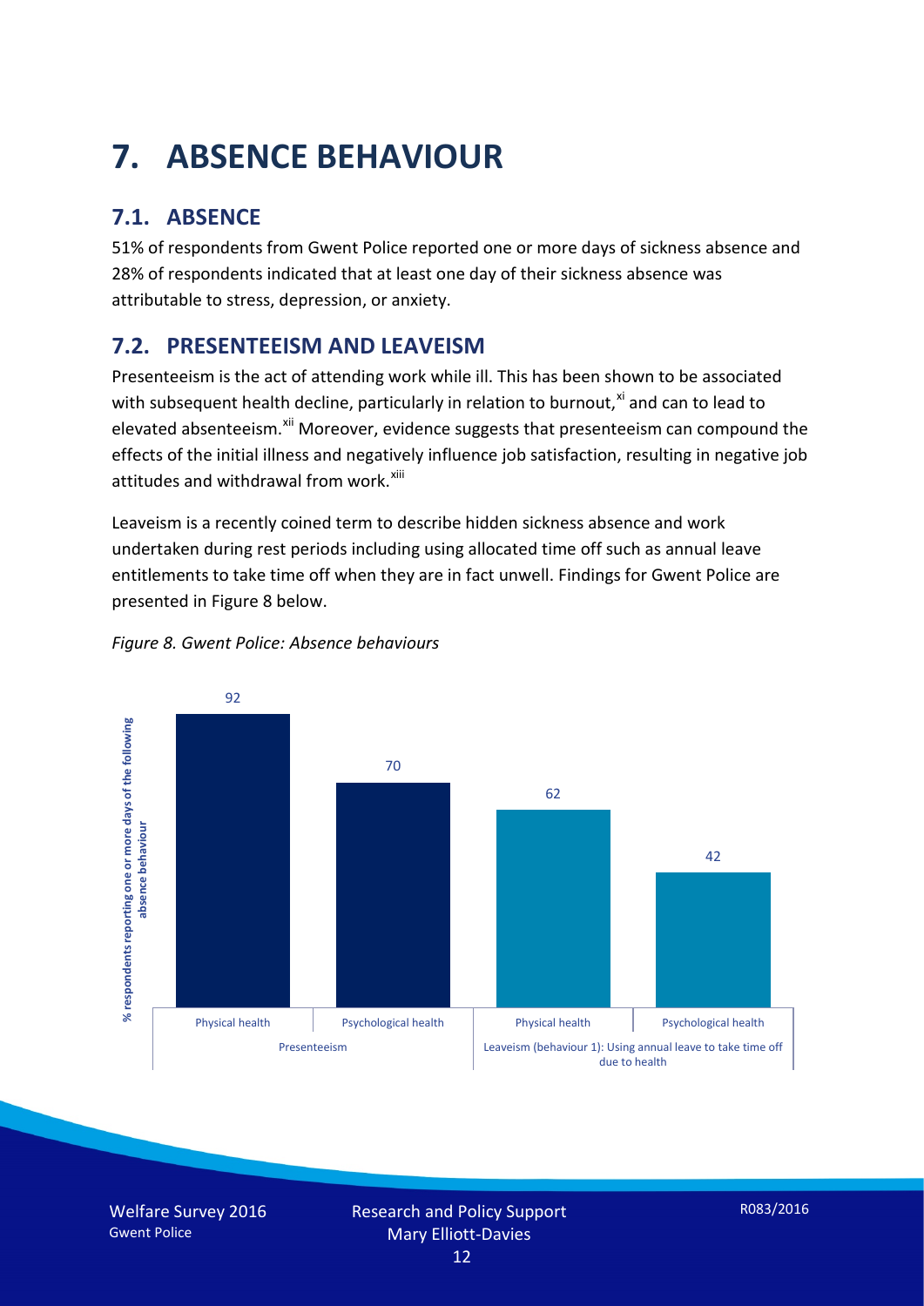# 7. ABSENCE BEHAVIOUR

## 7.1. ABSENCE

51% of respondents from Gwent Police reported one or more days of sickness absence and 28% of respondents indicated that at least one day of their sickness absence was attributable to stress, depression, or anxiety.

## 7.2. PRESENTEEISM AND LEAVEISM

Presenteeism is the act of attending work while ill. This has been shown to be associated with subsequent health decline, particularly in relation to burnout,[xi] and can to lead to elevated absenteeism.[xii] Moreover, evidence suggests that presenteeism can compound the effects of the initial illness and negatively influence job satisfaction, resulting in negative job attitudes and withdrawal from work.[xiii]

Leaveism is a recently coined term to describe hidden sickness absence and work undertaken during rest periods including using allocated time off such as annual leave entitlements to take time off when they are in fact unwell. Findings for Gwent Police are presented in Figure 8 below.

*Figure 8. Gwent Police: Absence behaviours*

| | Presenteeism | | Leaveism (behaviour 1): Using annual leave to take time off due to health | |
|---|---|---|---|---|
| | Physical health | Psychological health | Physical health | Psychological health |
| % respondents reporting one or more days of the following absence behaviour | 92 | 70 | 62 | 42 |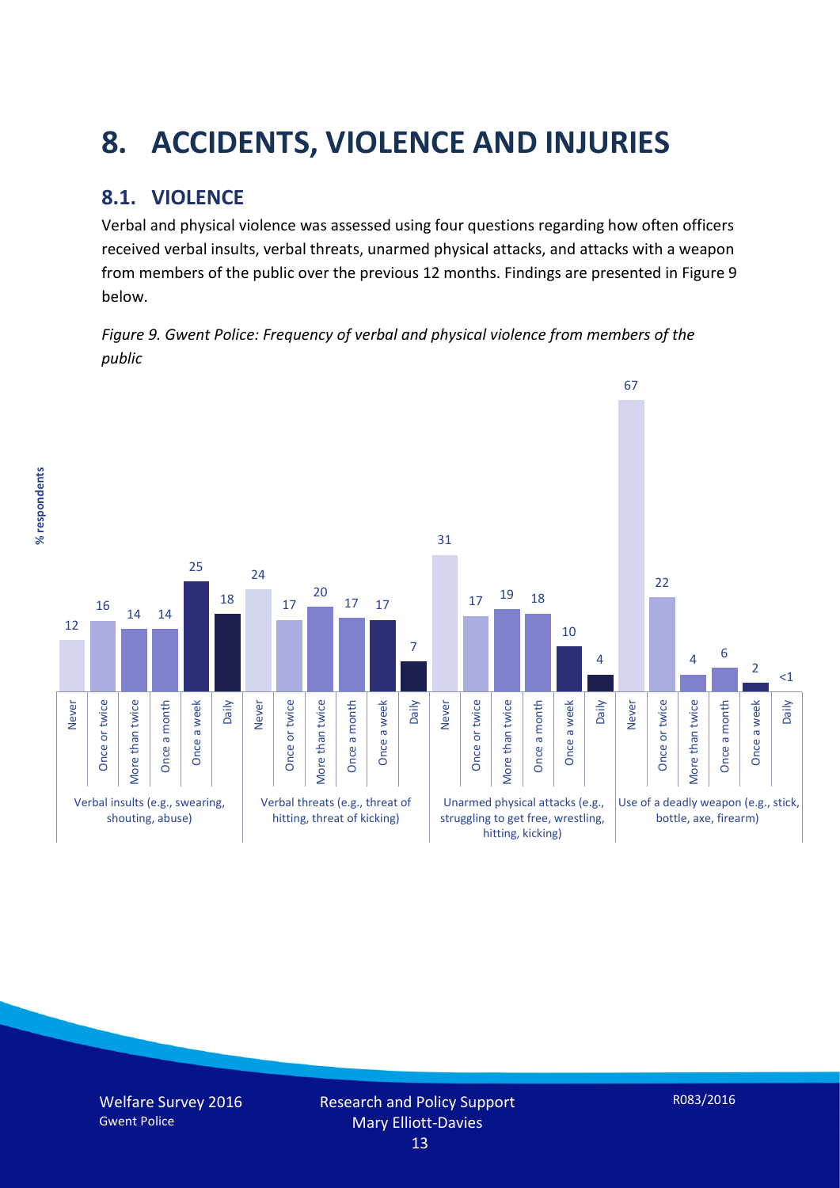# 8. ACCIDENTS, VIOLENCE AND INJURIES

## 8.1. VIOLENCE

Verbal and physical violence was assessed using four questions regarding how often officers received verbal insults, verbal threats, unarmed physical attacks, and attacks with a weapon from members of the public over the previous 12 months. Findings are presented in Figure 9 below.

*Figure 9. Gwent Police: Frequency of verbal and physical violence from members of the public*

| % respondents | Never | Once or twice | More than twice | Once a month | Once a week | Daily |
|---|---|---|---|---|---|---|
| Verbal insults (e.g., swearing, shouting, abuse) | 12 | 16 | 14 | 14 | 25 | 18 |
| Verbal threats (e.g., threat of hitting, threat of kicking) | 24 | 17 | 20 | 17 | 17 | 7 |
| Unarmed physical attacks (e.g., struggling to get free, wrestling, hitting, kicking) | 31 | 17 | 19 | 18 | 10 | 4 |
| Use of a deadly weapon (e.g., stick, bottle, axe, firearm) | 67 | 22 | 4 | 6 | 2 | <1 |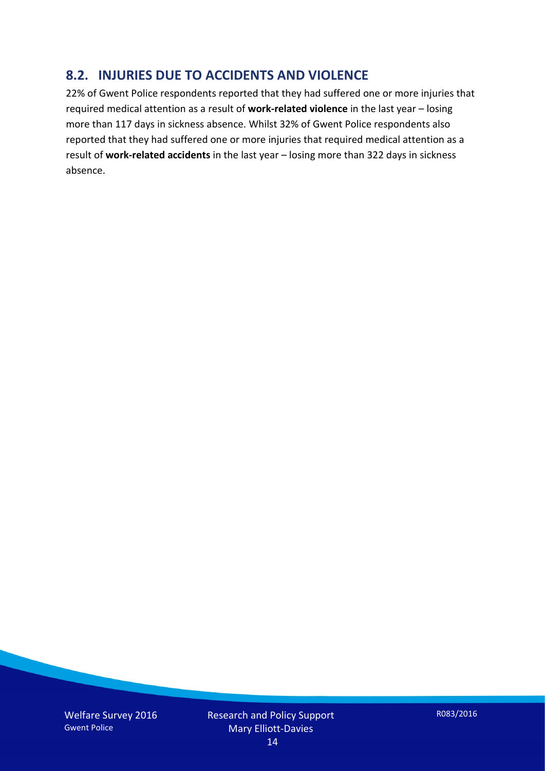## 8.2. INJURIES DUE TO ACCIDENTS AND VIOLENCE

22% of Gwent Police respondents reported that they had suffered one or more injuries that required medical attention as a result of **work-related violence** in the last year – losing more than 117 days in sickness absence. Whilst 32% of Gwent Police respondents also reported that they had suffered one or more injuries that required medical attention as a result of **work-related accidents** in the last year – losing more than 322 days in sickness absence.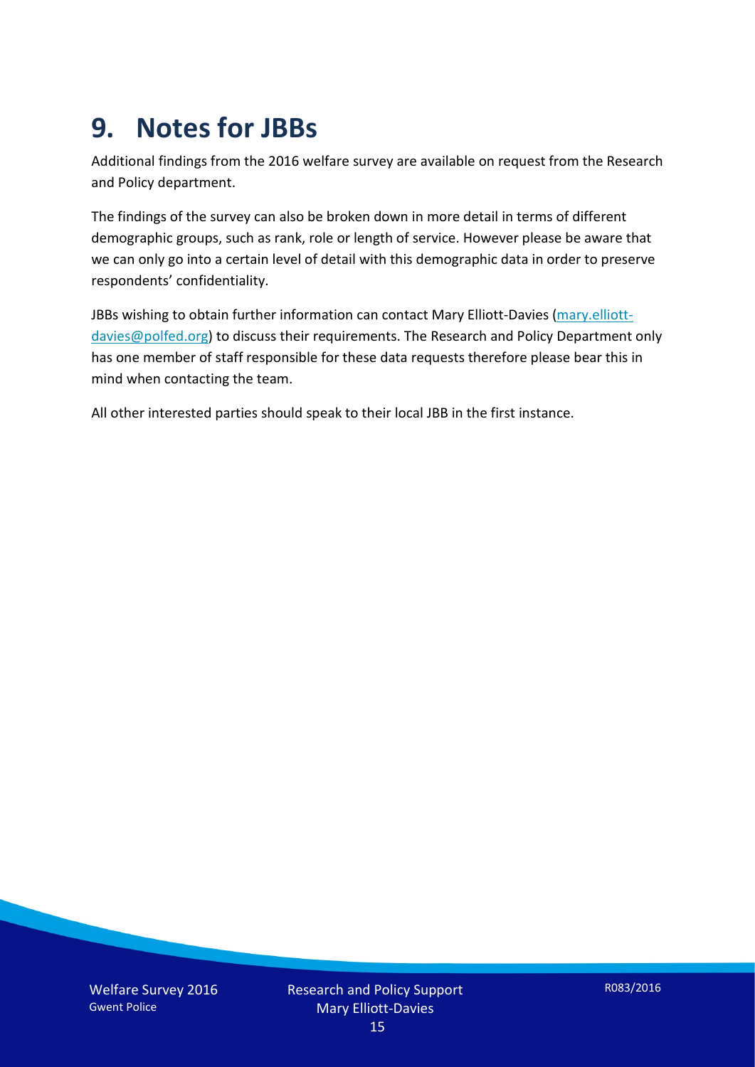# 9. Notes for JBBs

Additional findings from the 2016 welfare survey are available on request from the Research and Policy department.

The findings of the survey can also be broken down in more detail in terms of different demographic groups, such as rank, role or length of service. However please be aware that we can only go into a certain level of detail with this demographic data in order to preserve respondents' confidentiality.

JBBs wishing to obtain further information can contact Mary Elliott-Davies (mary.elliott-davies@polfed.org) to discuss their requirements. The Research and Policy Department only has one member of staff responsible for these data requests therefore please bear this in mind when contacting the team.

All other interested parties should speak to their local JBB in the first instance.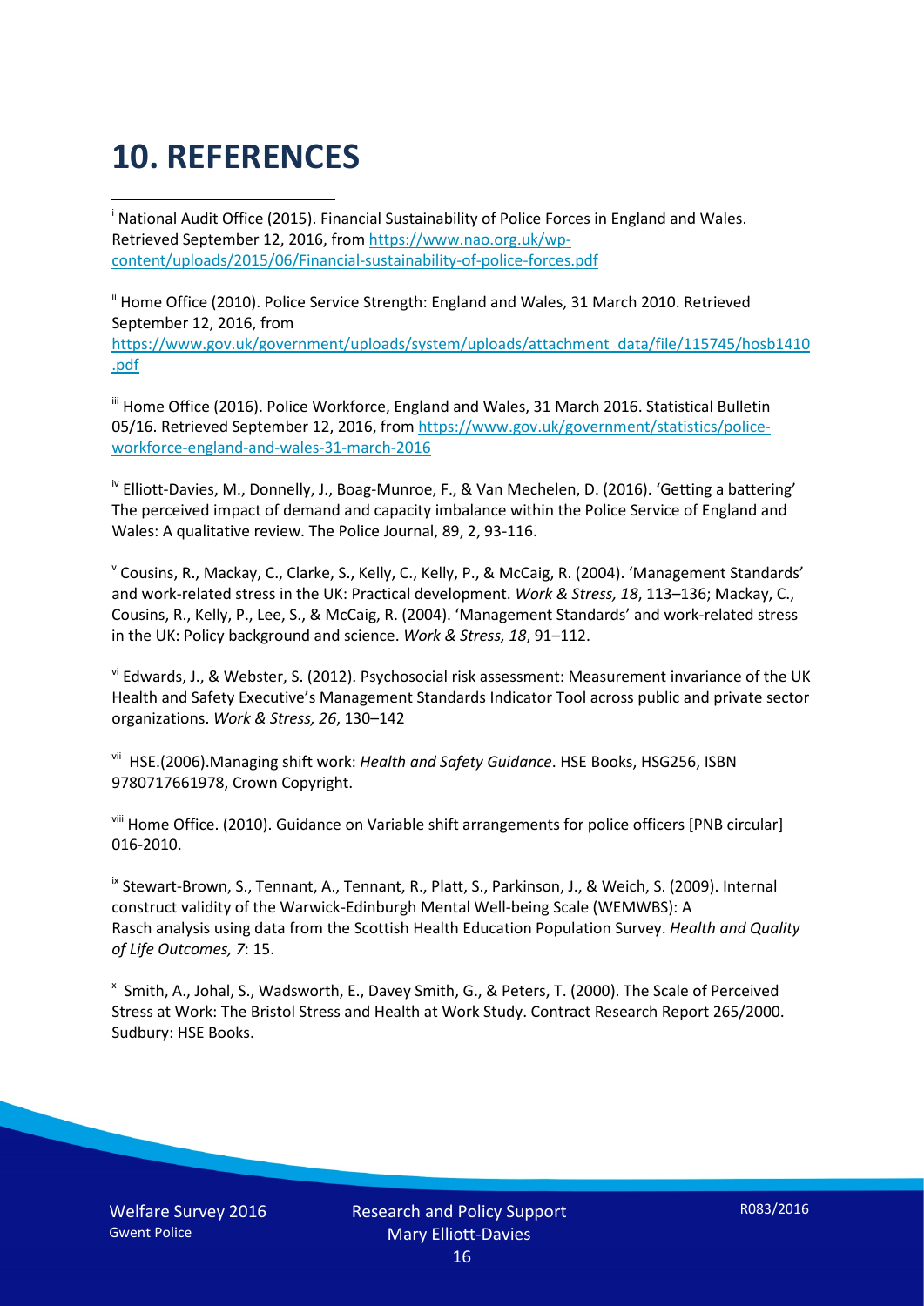# 10. REFERENCES

[i] National Audit Office (2015). Financial Sustainability of Police Forces in England and Wales. Retrieved September 12, 2016, from https://www.nao.org.uk/wp-content/uploads/2015/06/Financial-sustainability-of-police-forces.pdf

[ii] Home Office (2010). Police Service Strength: England and Wales, 31 March 2010. Retrieved September 12, 2016, from https://www.gov.uk/government/uploads/system/uploads/attachment_data/file/115745/hosb1410.pdf

[iii] Home Office (2016). Police Workforce, England and Wales, 31 March 2016. Statistical Bulletin 05/16. Retrieved September 12, 2016, from https://www.gov.uk/government/statistics/police-workforce-england-and-wales-31-march-2016

[iv] Elliott-Davies, M., Donnelly, J., Boag-Munroe, F., & Van Mechelen, D. (2016). 'Getting a battering' The perceived impact of demand and capacity imbalance within the Police Service of England and Wales: A qualitative review. The Police Journal, 89, 2, 93-116.

[v] Cousins, R., Mackay, C., Clarke, S., Kelly, C., Kelly, P., & McCaig, R. (2004). 'Management Standards' and work-related stress in the UK: Practical development. *Work & Stress, 18*, 113–136; Mackay, C., Cousins, R., Kelly, P., Lee, S., & McCaig, R. (2004). 'Management Standards' and work-related stress in the UK: Policy background and science. *Work & Stress, 18*, 91–112.

[vi] Edwards, J., & Webster, S. (2012). Psychosocial risk assessment: Measurement invariance of the UK Health and Safety Executive's Management Standards Indicator Tool across public and private sector organizations. *Work & Stress, 26*, 130–142

[vii] HSE.(2006).Managing shift work: *Health and Safety Guidance*. HSE Books, HSG256, ISBN 9780717661978, Crown Copyright.

[viii] Home Office. (2010). Guidance on Variable shift arrangements for police officers [PNB circular] 016-2010.

[ix] Stewart-Brown, S., Tennant, A., Tennant, R., Platt, S., Parkinson, J., & Weich, S. (2009). Internal construct validity of the Warwick-Edinburgh Mental Well-being Scale (WEMWBS): A Rasch analysis using data from the Scottish Health Education Population Survey. *Health and Quality of Life Outcomes, 7*: 15.

[x] Smith, A., Johal, S., Wadsworth, E., Davey Smith, G., & Peters, T. (2000). The Scale of Perceived Stress at Work: The Bristol Stress and Health at Work Study. Contract Research Report 265/2000. Sudbury: HSE Books.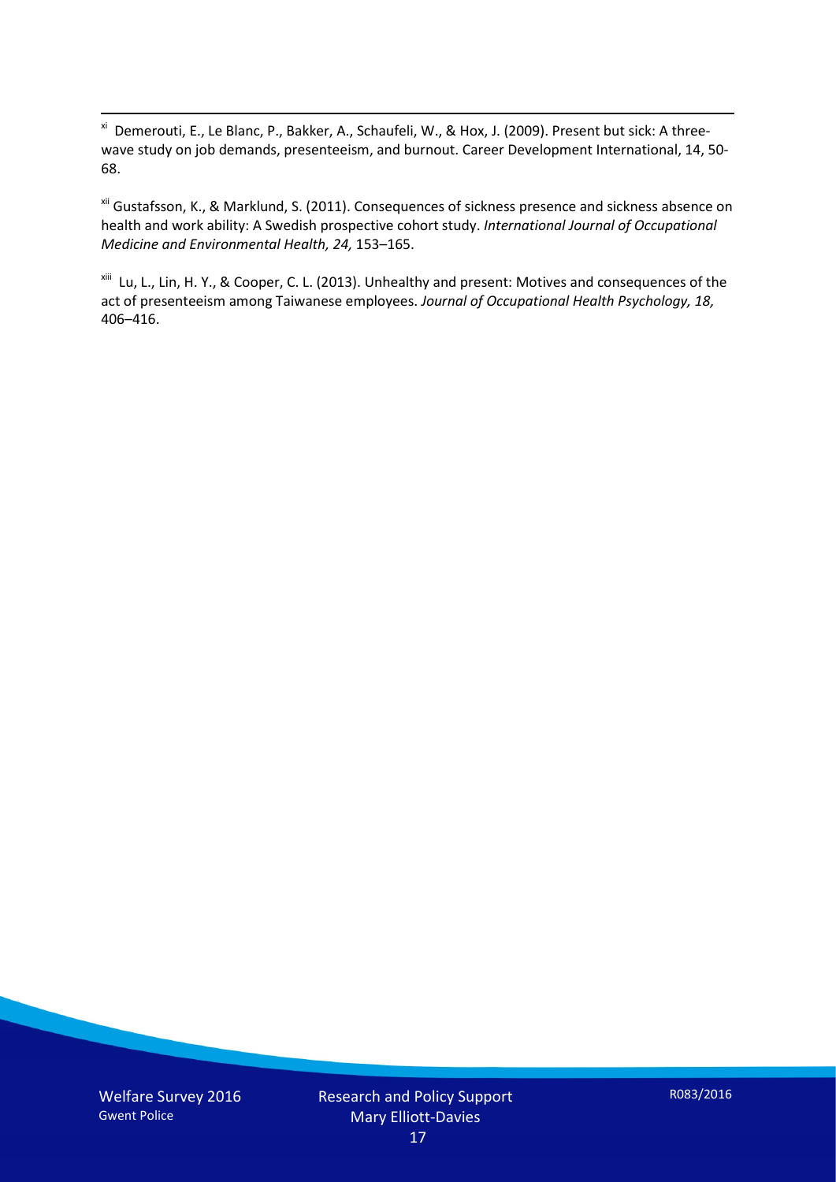[xi] Demerouti, E., Le Blanc, P., Bakker, A., Schaufeli, W., & Hox, J. (2009). Present but sick: A three-wave study on job demands, presenteeism, and burnout. Career Development International, 14, 50-68.

[xii] Gustafsson, K., & Marklund, S. (2011). Consequences of sickness presence and sickness absence on health and work ability: A Swedish prospective cohort study. *International Journal of Occupational Medicine and Environmental Health, 24,* 153–165.

[xiii] Lu, L., Lin, H. Y., & Cooper, C. L. (2013). Unhealthy and present: Motives and consequences of the act of presenteeism among Taiwanese employees. *Journal of Occupational Health Psychology, 18,* 406–416.